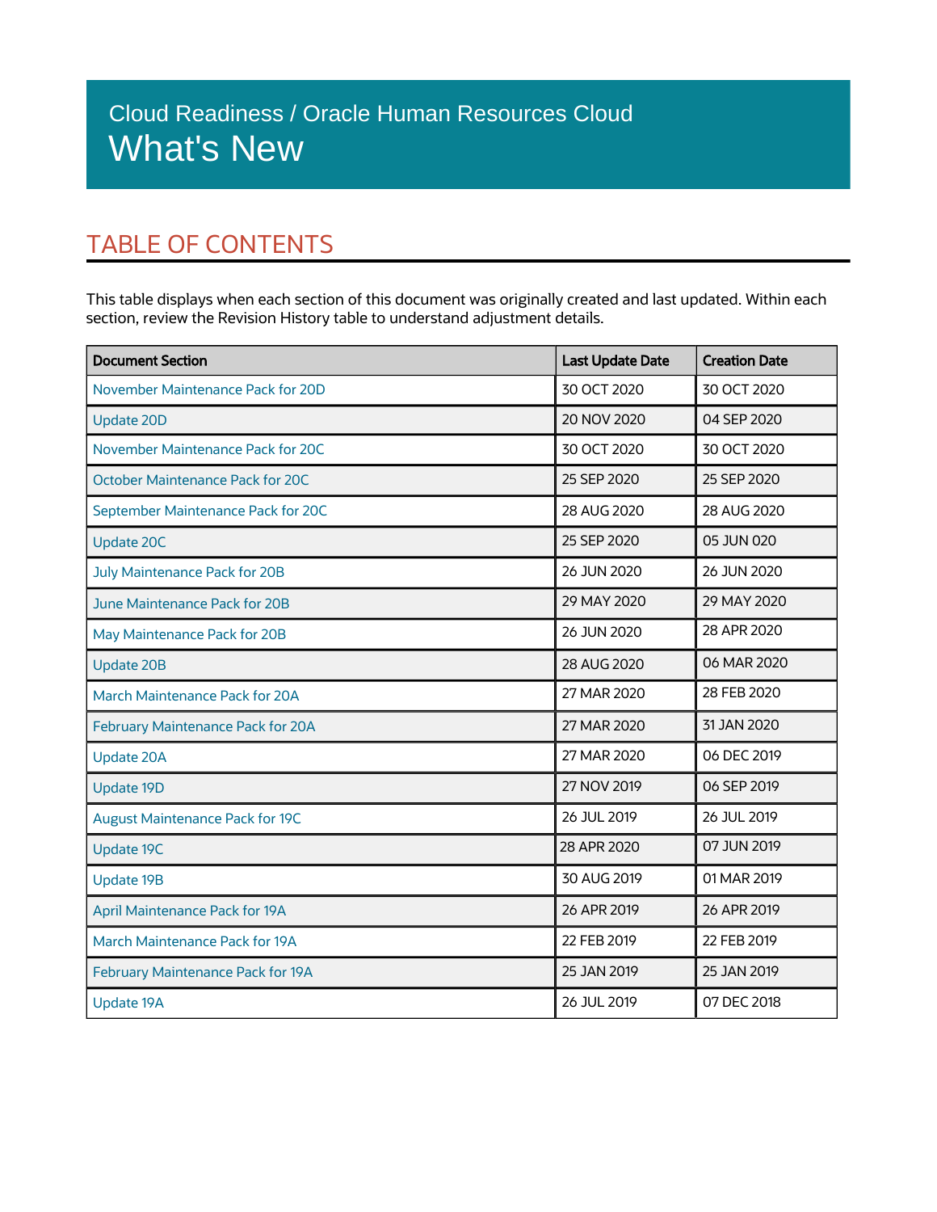Cloud Readiness / Oracle Human Resources Cloud

# What's New

## TABLE OF CONTENTS

This table displays when each section of this document was originally created and last updated. Within each section, review the Revision History table to understand adjustment details.

| Document Section | Last Update Date | Creation Date |
|---|---|---|
| November Maintenance Pack for 20D | 30 OCT 2020 | 30 OCT 2020 |
| Update 20D | 20 NOV 2020 | 04 SEP 2020 |
| November Maintenance Pack for 20C | 30 OCT 2020 | 30 OCT 2020 |
| October Maintenance Pack for 20C | 25 SEP 2020 | 25 SEP 2020 |
| September Maintenance Pack for 20C | 28 AUG 2020 | 28 AUG 2020 |
| Update 20C | 25 SEP 2020 | 05 JUN 020 |
| July Maintenance Pack for 20B | 26 JUN 2020 | 26 JUN 2020 |
| June Maintenance Pack for 20B | 29 MAY 2020 | 29 MAY 2020 |
| May Maintenance Pack for 20B | 26 JUN 2020 | 28 APR 2020 |
| Update 20B | 28 AUG 2020 | 06 MAR 2020 |
| March Maintenance Pack for 20A | 27 MAR 2020 | 28 FEB 2020 |
| February Maintenance Pack for 20A | 27 MAR 2020 | 31 JAN 2020 |
| Update 20A | 27 MAR 2020 | 06 DEC 2019 |
| Update 19D | 27 NOV 2019 | 06 SEP 2019 |
| August Maintenance Pack for 19C | 26 JUL 2019 | 26 JUL 2019 |
| Update 19C | 28 APR 2020 | 07 JUN 2019 |
| Update 19B | 30 AUG 2019 | 01 MAR 2019 |
| April Maintenance Pack for 19A | 26 APR 2019 | 26 APR 2019 |
| March Maintenance Pack for 19A | 22 FEB 2019 | 22 FEB 2019 |
| February Maintenance Pack for 19A | 25 JAN 2019 | 25 JAN 2019 |
| Update 19A | 26 JUL 2019 | 07 DEC 2018 |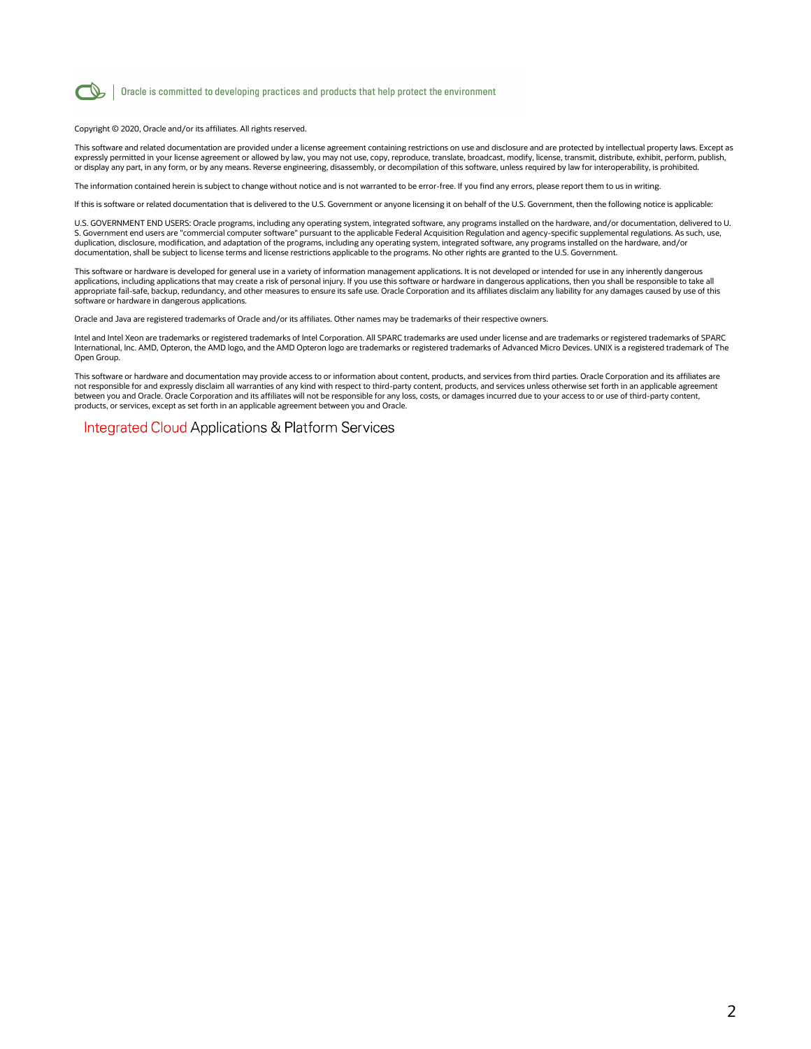Oracle is committed to developing practices and products that help protect the environment

Copyright © 2020, Oracle and/or its affiliates. All rights reserved.

This software and related documentation are provided under a license agreement containing restrictions on use and disclosure and are protected by intellectual property laws. Except as expressly permitted in your license agreement or allowed by law, you may not use, copy, reproduce, translate, broadcast, modify, license, transmit, distribute, exhibit, perform, publish, or display any part, in any form, or by any means. Reverse engineering, disassembly, or decompilation of this software, unless required by law for interoperability, is prohibited.

The information contained herein is subject to change without notice and is not warranted to be error-free. If you find any errors, please report them to us in writing.

If this is software or related documentation that is delivered to the U.S. Government or anyone licensing it on behalf of the U.S. Government, then the following notice is applicable:

U.S. GOVERNMENT END USERS: Oracle programs, including any operating system, integrated software, any programs installed on the hardware, and/or documentation, delivered to U.S. Government end users are "commercial computer software" pursuant to the applicable Federal Acquisition Regulation and agency-specific supplemental regulations. As such, use, duplication, disclosure, modification, and adaptation of the programs, including any operating system, integrated software, any programs installed on the hardware, and/or documentation, shall be subject to license terms and license restrictions applicable to the programs. No other rights are granted to the U.S. Government.

This software or hardware is developed for general use in a variety of information management applications. It is not developed or intended for use in any inherently dangerous applications, including applications that may create a risk of personal injury. If you use this software or hardware in dangerous applications, then you shall be responsible to take all appropriate fail-safe, backup, redundancy, and other measures to ensure its safe use. Oracle Corporation and its affiliates disclaim any liability for any damages caused by use of this software or hardware in dangerous applications.

Oracle and Java are registered trademarks of Oracle and/or its affiliates. Other names may be trademarks of their respective owners.

Intel and Intel Xeon are trademarks or registered trademarks of Intel Corporation. All SPARC trademarks are used under license and are trademarks or registered trademarks of SPARC International, Inc. AMD, Opteron, the AMD logo, and the AMD Opteron logo are trademarks or registered trademarks of Advanced Micro Devices. UNIX is a registered trademark of The Open Group.

This software or hardware and documentation may provide access to or information about content, products, and services from third parties. Oracle Corporation and its affiliates are not responsible for and expressly disclaim all warranties of any kind with respect to third-party content, products, and services unless otherwise set forth in an applicable agreement between you and Oracle. Oracle Corporation and its affiliates will not be responsible for any loss, costs, or damages incurred due to your access to or use of third-party content, products, or services, except as set forth in an applicable agreement between you and Oracle.

Integrated Cloud Applications & Platform Services